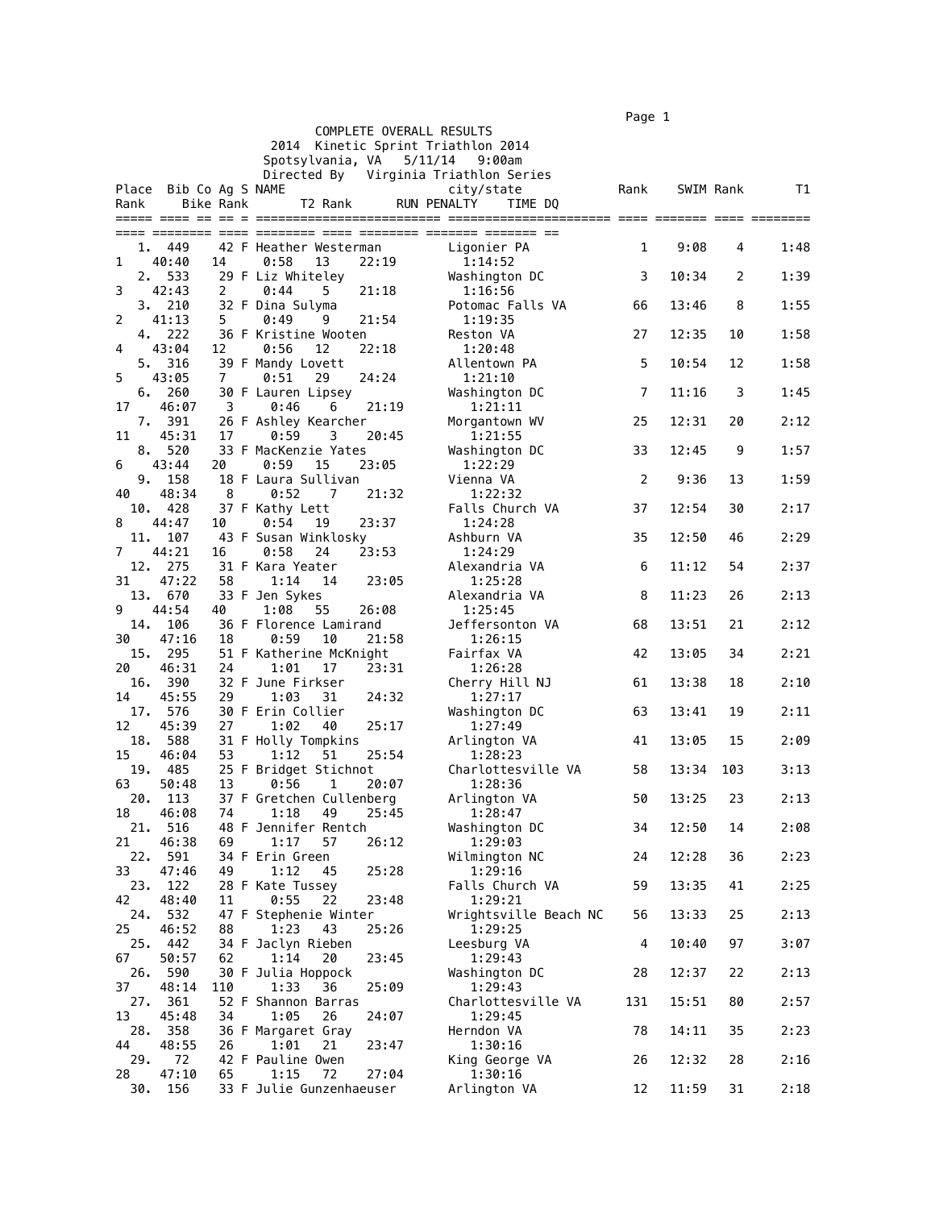COMPLETE OVERALL RESULTS
2014 Kinetic Sprint Triathlon 2014
Spotsylvania, VA 5/11/14 9:00am
Directed By Virginia Triathlon Series

| Place | Bib | Co | Ag | S | NAME | city/state | Rank | SWIM | Rank | T1 | Rank | Bike | Rank | T2 | Rank | RUN | PENALTY | TIME | DQ |
|---|---|---|---|---|---|---|---|---|---|---|---|---|---|---|---|---|---|---|---|
| 1. | 449 | | 42 | F | Heather Westerman | Ligonier PA | 1 | 9:08 | 4 | 1:48 | 1 | 40:40 | 14 | 0:58 | 13 | 22:19 | | 1:14:52 | |
| 2. | 533 | | 29 | F | Liz Whiteley | Washington DC | 3 | 10:34 | 2 | 1:39 | 3 | 42:43 | 2 | 0:44 | 5 | 21:18 | | 1:16:56 | |
| 3. | 210 | | 32 | F | Dina Sulyma | Potomac Falls VA | 66 | 13:46 | 8 | 1:55 | 2 | 41:13 | 5 | 0:49 | 9 | 21:54 | | 1:19:35 | |
| 4. | 222 | | 36 | F | Kristine Wooten | Reston VA | 27 | 12:35 | 10 | 1:58 | 4 | 43:04 | 12 | 0:56 | 12 | 22:18 | | 1:20:48 | |
| 5. | 316 | | 39 | F | Mandy Lovett | Allentown PA | 5 | 10:54 | 12 | 1:58 | 5 | 43:05 | 7 | 0:51 | 29 | 24:24 | | 1:21:10 | |
| 6. | 260 | | 30 | F | Lauren Lipsey | Washington DC | 7 | 11:16 | 3 | 1:45 | 17 | 46:07 | 3 | 0:46 | 6 | 21:19 | | 1:21:11 | |
| 7. | 391 | | 26 | F | Ashley Kearcher | Morgantown WV | 25 | 12:31 | 20 | 2:12 | 11 | 45:31 | 17 | 0:59 | 3 | 20:45 | | 1:21:55 | |
| 8. | 520 | | 33 | F | MacKenzie Yates | Washington DC | 33 | 12:45 | 9 | 1:57 | 6 | 43:44 | 20 | 0:59 | 15 | 23:05 | | 1:22:29 | |
| 9. | 158 | | 18 | F | Laura Sullivan | Vienna VA | 2 | 9:36 | 13 | 1:59 | 40 | 48:34 | 8 | 0:52 | 7 | 21:32 | | 1:22:32 | |
| 10. | 428 | | 37 | F | Kathy Lett | Falls Church VA | 37 | 12:54 | 30 | 2:17 | 8 | 44:47 | 10 | 0:54 | 19 | 23:37 | | 1:24:28 | |
| 11. | 107 | | 43 | F | Susan Winklosky | Ashburn VA | 35 | 12:50 | 46 | 2:29 | 7 | 44:21 | 16 | 0:58 | 24 | 23:53 | | 1:24:29 | |
| 12. | 275 | | 31 | F | Kara Yeater | Alexandria VA | 6 | 11:12 | 54 | 2:37 | 31 | 47:22 | 58 | 1:14 | 14 | 23:05 | | 1:25:28 | |
| 13. | 670 | | 33 | F | Jen Sykes | Alexandria VA | 8 | 11:23 | 26 | 2:13 | 9 | 44:54 | 40 | 1:08 | 55 | 26:08 | | 1:25:45 | |
| 14. | 106 | | 36 | F | Florence Lamirand | Jeffersonton VA | 68 | 13:51 | 21 | 2:12 | 30 | 47:16 | 18 | 0:59 | 10 | 21:58 | | 1:26:15 | |
| 15. | 295 | | 51 | F | Katherine McKnight | Fairfax VA | 42 | 13:05 | 34 | 2:21 | 20 | 46:31 | 24 | 1:01 | 17 | 23:31 | | 1:26:28 | |
| 16. | 390 | | 32 | F | June Firkser | Cherry Hill NJ | 61 | 13:38 | 18 | 2:10 | 14 | 45:55 | 29 | 1:03 | 31 | 24:32 | | 1:27:17 | |
| 17. | 576 | | 30 | F | Erin Collier | Washington DC | 63 | 13:41 | 19 | 2:11 | 12 | 45:39 | 27 | 1:02 | 40 | 25:17 | | 1:27:49 | |
| 18. | 588 | | 31 | F | Holly Tompkins | Arlington VA | 41 | 13:05 | 15 | 2:09 | 15 | 46:04 | 53 | 1:12 | 51 | 25:54 | | 1:28:23 | |
| 19. | 485 | | 25 | F | Bridget Stichnot | Charlottesville VA | 58 | 13:34 | 103 | 3:13 | 63 | 50:48 | 13 | 0:56 | 1 | 20:07 | | 1:28:36 | |
| 20. | 113 | | 37 | F | Gretchen Cullenberg | Arlington VA | 50 | 13:25 | 23 | 2:13 | 18 | 46:08 | 74 | 1:18 | 49 | 25:45 | | 1:28:47 | |
| 21. | 516 | | 48 | F | Jennifer Rentch | Washington DC | 34 | 12:50 | 14 | 2:08 | 21 | 46:38 | 69 | 1:17 | 57 | 26:12 | | 1:29:03 | |
| 22. | 591 | | 34 | F | Erin Green | Wilmington NC | 24 | 12:28 | 36 | 2:23 | 33 | 47:46 | 49 | 1:12 | 45 | 25:28 | | 1:29:16 | |
| 23. | 122 | | 28 | F | Kate Tussey | Falls Church VA | 59 | 13:35 | 41 | 2:25 | 42 | 48:40 | 11 | 0:55 | 22 | 23:48 | | 1:29:21 | |
| 24. | 532 | | 47 | F | Stephenie Winter | Wrightsville Beach NC | 56 | 13:33 | 25 | 2:13 | 25 | 46:52 | 88 | 1:23 | 43 | 25:26 | | 1:29:25 | |
| 25. | 442 | | 34 | F | Jaclyn Rieben | Leesburg VA | 4 | 10:40 | 97 | 3:07 | 67 | 50:57 | 62 | 1:14 | 20 | 23:45 | | 1:29:43 | |
| 26. | 590 | | 30 | F | Julia Hoppock | Washington DC | 28 | 12:37 | 22 | 2:13 | 37 | 48:14 | 110 | 1:33 | 36 | 25:09 | | 1:29:43 | |
| 27. | 361 | | 52 | F | Shannon Barras | Charlottesville VA | 131 | 15:51 | 80 | 2:57 | 13 | 45:48 | 34 | 1:05 | 26 | 24:07 | | 1:29:45 | |
| 28. | 358 | | 36 | F | Margaret Gray | Herndon VA | 78 | 14:11 | 35 | 2:23 | 44 | 48:55 | 26 | 1:01 | 21 | 23:47 | | 1:30:16 | |
| 29. | 72 | | 42 | F | Pauline Owen | King George VA | 26 | 12:32 | 28 | 2:16 | 28 | 47:10 | 65 | 1:15 | 72 | 27:04 | | 1:30:16 | |
| 30. | 156 | | 33 | F | Julie Gunzenhaeuser | Arlington VA | 12 | 11:59 | 31 | 2:18 | | | | | | | | | |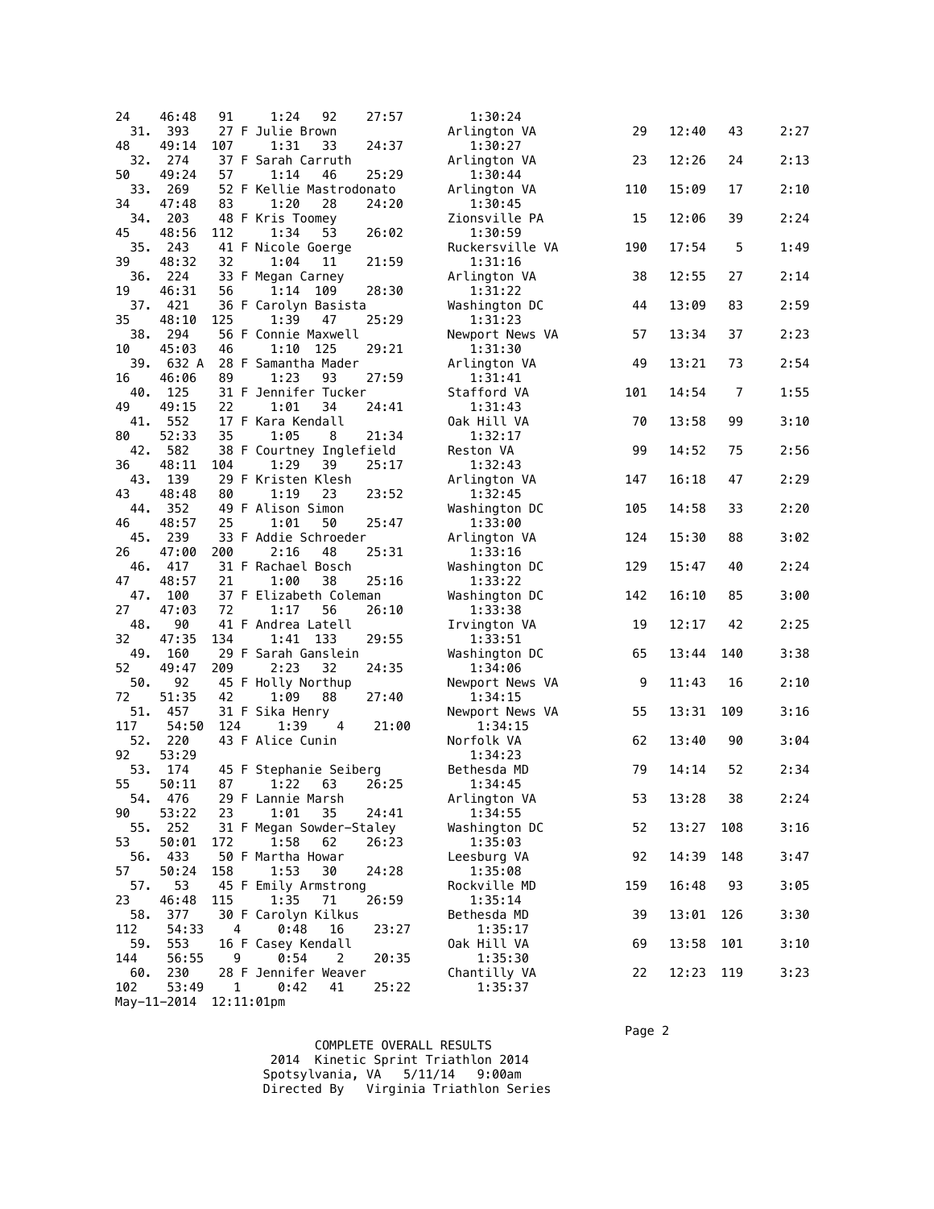```
24    46:48   91     1:24   92     27:57          1:30:24
  31.  393    27 F Julie Brown                Arlington VA         29    12:40    43      2:27
48    49:14  107     1:31   33     24:37          1:30:27
  32.  274    37 F Sarah Carruth              Arlington VA         23    12:26    24      2:13
50    49:24   57     1:14   46     25:29          1:30:44
  33.  269    52 F Kellie Mastrodonato        Arlington VA        110    15:09    17      2:10
34    47:48   83     1:20   28     24:20          1:30:45
  34.  203    48 F Kris Toomey                Zionsville PA        15    12:06    39      2:24
45    48:56  112     1:34   53     26:02          1:30:59
  35.  243    41 F Nicole Goerge              Ruckersville VA     190    17:54     5      1:49
39    48:32   32     1:04   11     21:59          1:31:16
  36.  224    33 F Megan Carney               Arlington VA         38    12:55    27      2:14
19    46:31   56     1:14  109     28:30          1:31:22
  37.  421    36 F Carolyn Basista            Washington DC        44    13:09    83      2:59
35    48:10  125     1:39   47     25:29          1:31:23
  38.  294    56 F Connie Maxwell             Newport News VA      57    13:34    37      2:23
10    45:03   46     1:10  125     29:21          1:31:30
  39.  632 A  28 F Samantha Mader             Arlington VA         49    13:21    73      2:54
16    46:06   89     1:23   93     27:59          1:31:41
  40.  125    31 F Jennifer Tucker            Stafford VA         101    14:54     7      1:55
49    49:15   22     1:01   34     24:41          1:31:43
  41.  552    17 F Kara Kendall               Oak Hill VA          70    13:58    99      3:10
80    52:33   35     1:05    8     21:34          1:32:17
  42.  582    38 F Courtney Inglefield        Reston VA            99    14:52    75      2:56
36    48:11  104     1:29   39     25:17          1:32:43
  43.  139    29 F Kristen Klesh              Arlington VA        147    16:18    47      2:29
43    48:48   80     1:19   23     23:52          1:32:45
  44.  352    49 F Alison Simon               Washington DC       105    14:58    33      2:20
46    48:57   25     1:01   50     25:47          1:33:00
  45.  239    33 F Addie Schroeder            Arlington VA        124    15:30    88      3:02
26    47:00  200     2:16   48     25:31          1:33:16
  46.  417    31 F Rachael Bosch              Washington DC       129    15:47    40      2:24
47    48:57   21     1:00   38     25:16          1:33:22
  47.  100    37 F Elizabeth Coleman          Washington DC       142    16:10    85      3:00
27    47:03   72     1:17   56     26:10          1:33:38
  48.   90    41 F Andrea Latell              Irvington VA         19    12:17    42      2:25
32    47:35  134     1:41  133     29:55          1:33:51
  49.  160    29 F Sarah Ganslein             Washington DC        65    13:44   140      3:38
52    49:47  209     2:23   32     24:35          1:34:06
  50.   92    45 F Holly Northup              Newport News VA       9    11:43    16      2:10
72    51:35   42     1:09   88     27:40          1:34:15
  51.  457    31 F Sika Henry                 Newport News VA      55    13:31   109      3:16
117   54:50  124     1:39    4     21:00          1:34:15
  52.  220    43 F Alice Cunin                Norfolk VA           62    13:40    90      3:04
92    53:29                                       1:34:23
  53.  174    45 F Stephanie Seiberg          Bethesda MD          79    14:14    52      2:34
55    50:11   87     1:22   63     26:25          1:34:45
  54.  476    29 F Lannie Marsh               Arlington VA         53    13:28    38      2:24
90    53:22   23     1:01   35     24:41          1:34:55
  55.  252    31 F Megan Sowder-Staley        Washington DC        52    13:27   108      3:16
53    50:01  172     1:58   62     26:23          1:35:03
  56.  433    50 F Martha Howar               Leesburg VA          92    14:39   148      3:47
57    50:24  158     1:53   30     24:28          1:35:08
  57.   53    45 F Emily Armstrong            Rockville MD        159    16:48    93      3:05
23    46:48  115     1:35   71     26:59          1:35:14
  58.  377    30 F Carolyn Kilkus             Bethesda MD          39    13:01   126      3:30
112   54:33    4     0:48   16     23:27          1:35:17
  59.  553    16 F Casey Kendall              Oak Hill VA          69    13:58   101      3:10
144   56:55    9     0:54    2     20:35          1:35:30
  60.  230    28 F Jennifer Weaver            Chantilly VA         22    12:23   119      3:23
102   53:49    1     0:42   41     25:22          1:35:37
```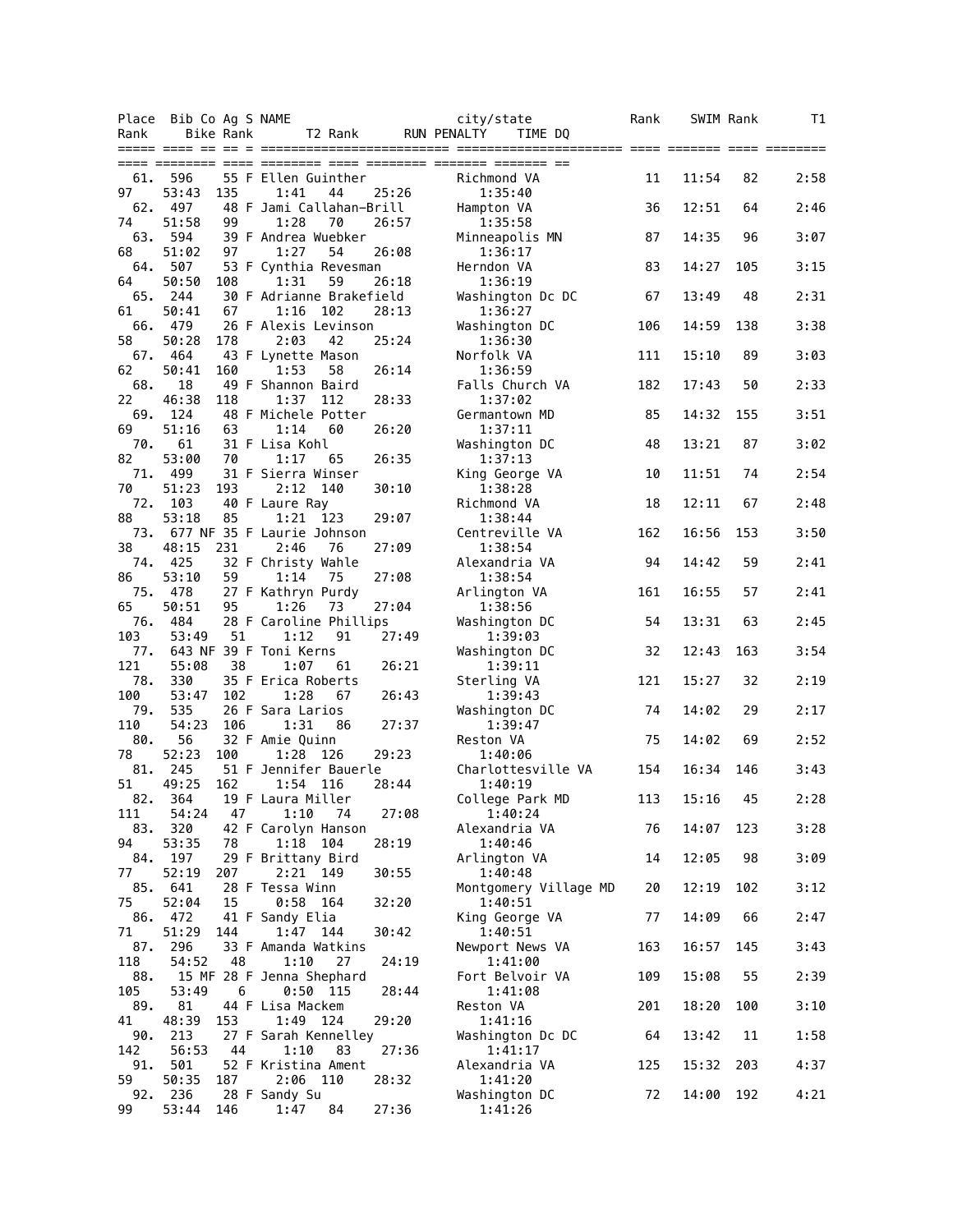| Place | Bib | Co | Ag | S | NAME | city/state | Rank | SWIM | Rank | T1 | Rank | Bike | Rank | T2 | Rank | RUN | PENALTY | TIME | DQ |
|---|---|---|---|---|---|---|---|---|---|---|---|---|---|---|---|---|---|---|---|
| 61. | 596 | | 55 | F | Ellen Guinther | Richmond VA | 11 | 11:54 | 82 | 2:58 | 97 | 53:43 | 135 | 1:41 | 44 | 25:26 | | 1:35:40 | |
| 62. | 497 | | 48 | F | Jami Callahan-Brill | Hampton VA | 36 | 12:51 | 64 | 2:46 | 74 | 51:58 | 99 | 1:28 | 70 | 26:57 | | 1:35:58 | |
| 63. | 594 | | 39 | F | Andrea Wuebker | Minneapolis MN | 87 | 14:35 | 96 | 3:07 | 68 | 51:02 | 97 | 1:27 | 54 | 26:08 | | 1:36:17 | |
| 64. | 507 | | 53 | F | Cynthia Revesman | Herndon VA | 83 | 14:27 | 105 | 3:15 | 64 | 50:50 | 108 | 1:31 | 59 | 26:18 | | 1:36:19 | |
| 65. | 244 | | 30 | F | Adrianne Brakefield | Washington Dc DC | 67 | 13:49 | 48 | 2:31 | 61 | 50:41 | 67 | 1:16 | 102 | 28:13 | | 1:36:27 | |
| 66. | 479 | | 26 | F | Alexis Levinson | Washington DC | 106 | 14:59 | 138 | 3:38 | 58 | 50:28 | 178 | 2:03 | 42 | 25:24 | | 1:36:30 | |
| 67. | 464 | | 43 | F | Lynette Mason | Norfolk VA | 111 | 15:10 | 89 | 3:03 | 62 | 50:41 | 160 | 1:53 | 58 | 26:14 | | 1:36:59 | |
| 68. | 18 | | 49 | F | Shannon Baird | Falls Church VA | 182 | 17:43 | 50 | 2:33 | 22 | 46:38 | 118 | 1:37 | 112 | 28:33 | | 1:37:02 | |
| 69. | 124 | | 48 | F | Michele Potter | Germantown MD | 85 | 14:32 | 155 | 3:51 | 69 | 51:16 | 63 | 1:14 | 60 | 26:20 | | 1:37:11 | |
| 70. | 61 | | 31 | F | Lisa Kohl | Washington DC | 48 | 13:21 | 87 | 3:02 | 82 | 53:00 | 70 | 1:17 | 65 | 26:35 | | 1:37:13 | |
| 71. | 499 | | 31 | F | Sierra Winser | King George VA | 10 | 11:51 | 74 | 2:54 | 70 | 51:23 | 193 | 2:12 | 140 | 30:10 | | 1:38:28 | |
| 72. | 103 | | 40 | F | Laure Ray | Richmond VA | 18 | 12:11 | 67 | 2:48 | 88 | 53:18 | 85 | 1:21 | 123 | 29:07 | | 1:38:44 | |
| 73. | 677 | NF | 35 | F | Laurie Johnson | Centreville VA | 162 | 16:56 | 153 | 3:50 | 38 | 48:15 | 231 | 2:46 | 76 | 27:09 | | 1:38:54 | |
| 74. | 425 | | 32 | F | Christy Wahle | Alexandria VA | 94 | 14:42 | 59 | 2:41 | 86 | 53:10 | 59 | 1:14 | 75 | 27:08 | | 1:38:54 | |
| 75. | 478 | | 27 | F | Kathryn Purdy | Arlington VA | 161 | 16:55 | 57 | 2:41 | 65 | 50:51 | 95 | 1:26 | 73 | 27:04 | | 1:38:56 | |
| 76. | 484 | | 28 | F | Caroline Phillips | Washington DC | 54 | 13:31 | 63 | 2:45 | 103 | 53:49 | 51 | 1:12 | 91 | 27:49 | | 1:39:03 | |
| 77. | 643 | NF | 39 | F | Toni Kerns | Washington DC | 32 | 12:43 | 163 | 3:54 | 121 | 55:08 | 38 | 1:07 | 61 | 26:21 | | 1:39:11 | |
| 78. | 330 | | 35 | F | Erica Roberts | Sterling VA | 121 | 15:27 | 32 | 2:19 | 100 | 53:47 | 102 | 1:28 | 67 | 26:43 | | 1:39:43 | |
| 79. | 535 | | 26 | F | Sara Larios | Washington DC | 74 | 14:02 | 29 | 2:17 | 110 | 54:23 | 106 | 1:31 | 86 | 27:37 | | 1:39:47 | |
| 80. | 56 | | 32 | F | Amie Quinn | Reston VA | 75 | 14:02 | 69 | 2:52 | 78 | 52:23 | 100 | 1:28 | 126 | 29:23 | | 1:40:06 | |
| 81. | 245 | | 51 | F | Jennifer Bauerle | Charlottesville VA | 154 | 16:34 | 146 | 3:43 | 51 | 49:25 | 162 | 1:54 | 116 | 28:44 | | 1:40:19 | |
| 82. | 364 | | 19 | F | Laura Miller | College Park MD | 113 | 15:16 | 45 | 2:28 | 111 | 54:24 | 47 | 1:10 | 74 | 27:08 | | 1:40:24 | |
| 83. | 320 | | 42 | F | Carolyn Hanson | Alexandria VA | 76 | 14:07 | 123 | 3:28 | 94 | 53:35 | 78 | 1:18 | 104 | 28:19 | | 1:40:46 | |
| 84. | 197 | | 29 | F | Brittany Bird | Arlington VA | 14 | 12:05 | 98 | 3:09 | 77 | 52:19 | 207 | 2:21 | 149 | 30:55 | | 1:40:48 | |
| 85. | 641 | | 28 | F | Tessa Winn | Montgomery Village MD | 20 | 12:19 | 102 | 3:12 | 75 | 52:04 | 15 | 0:58 | 164 | 32:20 | | 1:40:51 | |
| 86. | 472 | | 41 | F | Sandy Elia | King George VA | 77 | 14:09 | 66 | 2:47 | 71 | 51:29 | 144 | 1:47 | 144 | 30:42 | | 1:40:51 | |
| 87. | 296 | | 33 | F | Amanda Watkins | Newport News VA | 163 | 16:57 | 145 | 3:43 | 118 | 54:52 | 48 | 1:10 | 27 | 24:19 | | 1:41:00 | |
| 88. | 15 | MF | 28 | F | Jenna Shephard | Fort Belvoir VA | 109 | 15:08 | 55 | 2:39 | 105 | 53:49 | 6 | 0:50 | 115 | 28:44 | | 1:41:08 | |
| 89. | 81 | | 44 | F | Lisa Mackem | Reston VA | 201 | 18:20 | 100 | 3:10 | 41 | 48:39 | 153 | 1:49 | 124 | 29:20 | | 1:41:16 | |
| 90. | 213 | | 27 | F | Sarah Kennelley | Washington Dc DC | 64 | 13:42 | 11 | 1:58 | 142 | 56:53 | 44 | 1:10 | 83 | 27:36 | | 1:41:17 | |
| 91. | 501 | | 52 | F | Kristina Ament | Alexandria VA | 125 | 15:32 | 203 | 4:37 | 59 | 50:35 | 187 | 2:06 | 110 | 28:32 | | 1:41:20 | |
| 92. | 236 | | 28 | F | Sandy Su | Washington DC | 72 | 14:00 | 192 | 4:21 | 99 | 53:44 | 146 | 1:47 | 84 | 27:36 | | 1:41:26 | |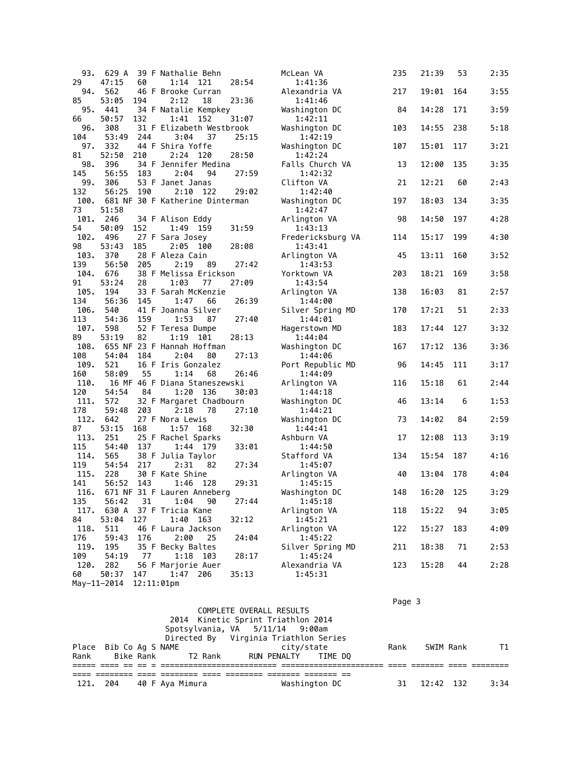| Place | Bib | Co | Ag | S | NAME | city/state | Rank | SWIM | Rank | T1 | Rank | Bike | Rank | T2 | Rank | RUN | PENALTY | TIME | DQ |
|---|---|---|---|---|---|---|---|---|---|---|---|---|---|---|---|---|---|---|---|
| 93. | 629 | A | 39 | F | Nathalie Behn | McLean VA | 235 | 21:39 | 53 | 2:35 | 29 | 47:15 | 60 | 1:14 | 121 | 28:54 | | 1:41:36 | |
| 94. | 562 | | 46 | F | Brooke Curran | Alexandria VA | 217 | 19:01 | 164 | 3:55 | 85 | 53:05 | 194 | 2:12 | 18 | 23:36 | | 1:41:46 | |
| 95. | 441 | | 34 | F | Natalie Kempkey | Washington DC | 84 | 14:28 | 171 | 3:59 | 66 | 50:57 | 132 | 1:41 | 152 | 31:07 | | 1:42:11 | |
| 96. | 308 | | 31 | F | Elizabeth Westbrook | Washington DC | 103 | 14:55 | 238 | 5:18 | 104 | 53:49 | 244 | 3:04 | 37 | 25:15 | | 1:42:19 | |
| 97. | 332 | | 44 | F | Shira Yoffe | Washington DC | 107 | 15:01 | 117 | 3:21 | 81 | 52:50 | 210 | 2:24 | 120 | 28:50 | | 1:42:24 | |
| 98. | 396 | | 34 | F | Jennifer Medina | Falls Church VA | 13 | 12:00 | 135 | 3:35 | 145 | 56:55 | 183 | 2:04 | 94 | 27:59 | | 1:42:32 | |
| 99. | 306 | | 53 | F | Janet Janas | Clifton VA | 21 | 12:21 | 60 | 2:43 | 132 | 56:25 | 190 | 2:10 | 122 | 29:02 | | 1:42:40 | |
| 100. | 681 | NF | 30 | F | Katherine Dinterman | Washington DC | 197 | 18:03 | 134 | 3:35 | 73 | 51:58 | | | | | | 1:42:47 | |
| 101. | 246 | | 34 | F | Alison Eddy | Arlington VA | 98 | 14:50 | 197 | 4:28 | 54 | 50:09 | 152 | 1:49 | 159 | 31:59 | | 1:43:13 | |
| 102. | 496 | | 27 | F | Sara Josey | Fredericksburg VA | 114 | 15:17 | 199 | 4:30 | 98 | 53:43 | 185 | 2:05 | 100 | 28:08 | | 1:43:41 | |
| 103. | 370 | | 28 | F | Aleza Cain | Arlington VA | 45 | 13:11 | 160 | 3:52 | 139 | 56:50 | 205 | 2:19 | 89 | 27:42 | | 1:43:53 | |
| 104. | 676 | | 38 | F | Melissa Erickson | Yorktown VA | 203 | 18:21 | 169 | 3:58 | 91 | 53:24 | 28 | 1:03 | 77 | 27:09 | | 1:43:54 | |
| 105. | 194 | | 33 | F | Sarah McKenzie | Arlington VA | 138 | 16:03 | 81 | 2:57 | 134 | 56:36 | 145 | 1:47 | 66 | 26:39 | | 1:44:00 | |
| 106. | 540 | | 41 | F | Joanna Silver | Silver Spring MD | 170 | 17:21 | 51 | 2:33 | 113 | 54:36 | 159 | 1:53 | 87 | 27:40 | | 1:44:01 | |
| 107. | 598 | | 52 | F | Teresa Dumpe | Hagerstown MD | 183 | 17:44 | 127 | 3:32 | 89 | 53:19 | 82 | 1:19 | 101 | 28:13 | | 1:44:04 | |
| 108. | 655 | NF | 23 | F | Hannah Hoffman | Washington DC | 167 | 17:12 | 136 | 3:36 | 108 | 54:04 | 184 | 2:04 | 80 | 27:13 | | 1:44:06 | |
| 109. | 521 | | 16 | F | Iris Gonzalez | Port Republic MD | 96 | 14:45 | 111 | 3:17 | 160 | 58:09 | 55 | 1:14 | 68 | 26:46 | | 1:44:09 | |
| 110. | 16 | MF | 46 | F | Diana Staneszewski | Arlington VA | 116 | 15:18 | 61 | 2:44 | 120 | 54:54 | 84 | 1:20 | 136 | 30:03 | | 1:44:18 | |
| 111. | 572 | | 32 | F | Margaret Chadbourn | Washington DC | 46 | 13:14 | 6 | 1:53 | 178 | 59:48 | 203 | 2:18 | 78 | 27:10 | | 1:44:21 | |
| 112. | 642 | | 27 | F | Nora Lewis | Washington DC | 73 | 14:02 | 84 | 2:59 | 87 | 53:15 | 168 | 1:57 | 168 | 32:30 | | 1:44:41 | |
| 113. | 251 | | 25 | F | Rachel Sparks | Ashburn VA | 17 | 12:08 | 113 | 3:19 | 115 | 54:40 | 137 | 1:44 | 179 | 33:01 | | 1:44:50 | |
| 114. | 565 | | 38 | F | Julia Taylor | Stafford VA | 134 | 15:54 | 187 | 4:16 | 119 | 54:54 | 217 | 2:31 | 82 | 27:34 | | 1:45:07 | |
| 115. | 228 | | 30 | F | Kate Shine | Arlington VA | 40 | 13:04 | 178 | 4:04 | 141 | 56:52 | 143 | 1:46 | 128 | 29:31 | | 1:45:15 | |
| 116. | 671 | NF | 31 | F | Lauren Anneberg | Washington DC | 148 | 16:20 | 125 | 3:29 | 135 | 56:42 | 31 | 1:04 | 90 | 27:44 | | 1:45:18 | |
| 117. | 630 | A | 37 | F | Tricia Kane | Arlington VA | 118 | 15:22 | 94 | 3:05 | 84 | 53:04 | 127 | 1:40 | 163 | 32:12 | | 1:45:21 | |
| 118. | 511 | | 46 | F | Laura Jackson | Arlington VA | 122 | 15:27 | 183 | 4:09 | 176 | 59:43 | 176 | 2:00 | 25 | 24:04 | | 1:45:22 | |
| 119. | 195 | | 35 | F | Becky Baltes | Silver Spring MD | 211 | 18:38 | 71 | 2:53 | 109 | 54:19 | 77 | 1:18 | 103 | 28:17 | | 1:45:24 | |
| 120. | 282 | | 56 | F | Marjorie Auer | Alexandria VA | 123 | 15:28 | 44 | 2:28 | 60 | 50:37 | 147 | 1:47 | 206 | 35:13 | | 1:45:31 | |

May-11-2014 12:11:01pm

COMPLETE OVERALL RESULTS
2014 Kinetic Sprint Triathlon 2014
Spotsylvania, VA 5/11/14 9:00am
Directed By Virginia Triathlon Series

| Place | Bib | Co | Ag | S | NAME | city/state | Rank | SWIM | Rank | T1 | Rank | Bike | Rank | T2 | Rank | RUN | PENALTY | TIME | DQ |
|---|---|---|---|---|---|---|---|---|---|---|---|---|---|---|---|---|---|---|---|
| 121. | 204 | | 40 | F | Aya Mimura | Washington DC | 31 | 12:42 | 132 | 3:34 | | | | | | | | | |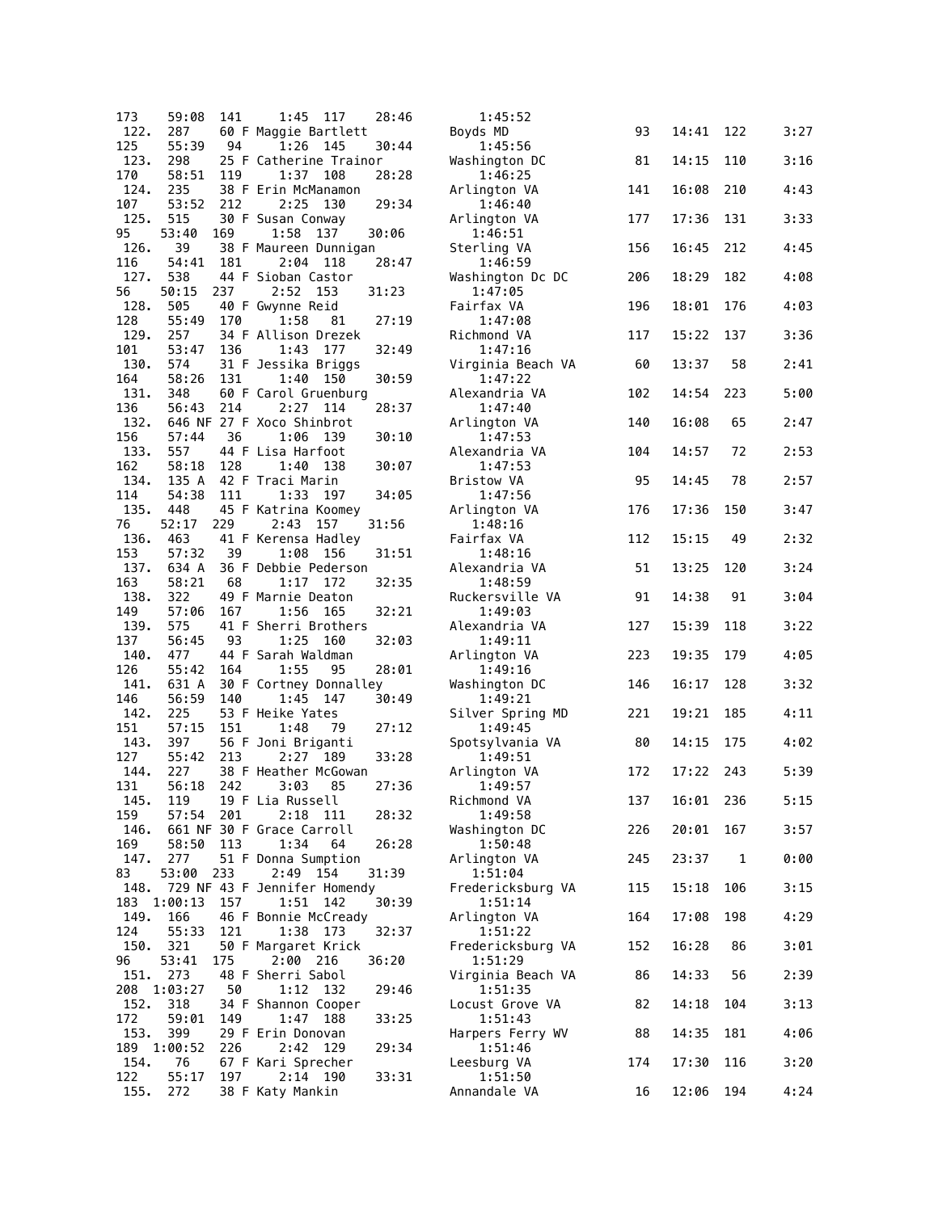```
173    59:08  141     1:45  117     28:46        1:45:52
 122.  287    60 F Maggie Bartlett          Boyds MD               93    14:41  122     3:27
125    55:39   94     1:26  145     30:44        1:45:56
 123.  298    25 F Catherine Trainor        Washington DC          81    14:15  110     3:16
170    58:51  119     1:37  108     28:28        1:46:25
 124.  235    38 F Erin McManamon           Arlington VA          141    16:08  210     4:43
107    53:52  212     2:25  130     29:34        1:46:40
 125.  515    30 F Susan Conway             Arlington VA          177    17:36  131     3:33
95     53:40  169     1:58  137     30:06        1:46:51
 126.   39    38 F Maureen Dunnigan         Sterling VA           156    16:45  212     4:45
116    54:41  181     2:04  118     28:47        1:46:59
 127.  538    44 F Sioban Castor            Washington Dc DC      206    18:29  182     4:08
56     50:15  237     2:52  153     31:23        1:47:05
 128.  505    40 F Gwynne Reid              Fairfax VA            196    18:01  176     4:03
128    55:49  170     1:58   81     27:19        1:47:08
 129.  257    34 F Allison Drezek           Richmond VA           117    15:22  137     3:36
101    53:47  136     1:43  177     32:49        1:47:16
 130.  574    31 F Jessika Briggs           Virginia Beach VA      60    13:37   58     2:41
164    58:26  131     1:40  150     30:59        1:47:22
 131.  348    60 F Carol Gruenburg          Alexandria VA         102    14:54  223     5:00
136    56:43  214     2:27  114     28:37        1:47:40
 132.  646 NF 27 F Xoco Shinbrot            Arlington VA          140    16:08   65     2:47
156    57:44   36     1:06  139     30:10        1:47:53
 133.  557    44 F Lisa Harfoot             Alexandria VA         104    14:57   72     2:53
162    58:18  128     1:40  138     30:07        1:47:53
 134.  135 A  42 F Traci Marin              Bristow VA             95    14:45   78     2:57
114    54:38  111     1:33  197     34:05        1:47:56
 135.  448    45 F Katrina Koomey           Arlington VA          176    17:36  150     3:47
76     52:17  229     2:43  157     31:56        1:48:16
 136.  463    41 F Kerensa Hadley           Fairfax VA            112    15:15   49     2:32
153    57:32   39     1:08  156     31:51        1:48:16
 137.  634 A  36 F Debbie Pederson          Alexandria VA          51    13:25  120     3:24
163    58:21   68     1:17  172     32:35        1:48:59
 138.  322    49 F Marnie Deaton            Ruckersville VA        91    14:38   91     3:04
149    57:06  167     1:56  165     32:21        1:49:03
 139.  575    41 F Sherri Brothers          Alexandria VA         127    15:39  118     3:22
137    56:45   93     1:25  160     32:03        1:49:11
 140.  477    44 F Sarah Waldman            Arlington VA          223    19:35  179     4:05
126    55:42  164     1:55   95     28:01        1:49:16
 141.  631 A  30 F Cortney Donnalley        Washington DC         146    16:17  128     3:32
146    56:59  140     1:45  147     30:49        1:49:21
 142.  225    53 F Heike Yates              Silver Spring MD      221    19:21  185     4:11
151    57:15  151     1:48   79     27:12        1:49:45
 143.  397    56 F Joni Briganti            Spotsylvania VA        80    14:15  175     4:02
127    55:42  213     2:27  189     33:28        1:49:51
 144.  227    38 F Heather McGowan          Arlington VA          172    17:22  243     5:39
131    56:18  242     3:03   85     27:36        1:49:57
 145.  119    19 F Lia Russell              Richmond VA           137    16:01  236     5:15
159    57:54  201     2:18  111     28:32        1:49:58
 146.  661 NF 30 F Grace Carroll            Washington DC         226    20:01  167     3:57
169    58:50  113     1:34   64     26:28        1:50:48
 147.  277    51 F Donna Sumption           Arlington VA          245    23:37    1     0:00
83     53:00  233     2:49  154     31:39        1:51:04
 148.  729 NF 43 F Jennifer Homendy         Fredericksburg VA     115    15:18  106     3:15
183  1:00:13  157     1:51  142     30:39        1:51:14
 149.  166    46 F Bonnie McCready          Arlington VA          164    17:08  198     4:29
124    55:33  121     1:38  173     32:37        1:51:22
 150.  321    50 F Margaret Krick           Fredericksburg VA     152    16:28   86     3:01
96     53:41  175     2:00  216     36:20        1:51:29
 151.  273    48 F Sherri Sabol             Virginia Beach VA      86    14:33   56     2:39
208  1:03:27   50     1:12  132     29:46        1:51:35
 152.  318    34 F Shannon Cooper           Locust Grove VA        82    14:18  104     3:13
172    59:01  149     1:47  188     33:25        1:51:43
 153.  399    29 F Erin Donovan             Harpers Ferry WV       88    14:35  181     4:06
189  1:00:52  226     2:42  129     29:34        1:51:46
 154.   76    67 F Kari Sprecher            Leesburg VA           174    17:30  116     3:20
122    55:17  197     2:14  190     33:31        1:51:50
 155.  272    38 F Katy Mankin              Annandale VA           16    12:06  194     4:24
```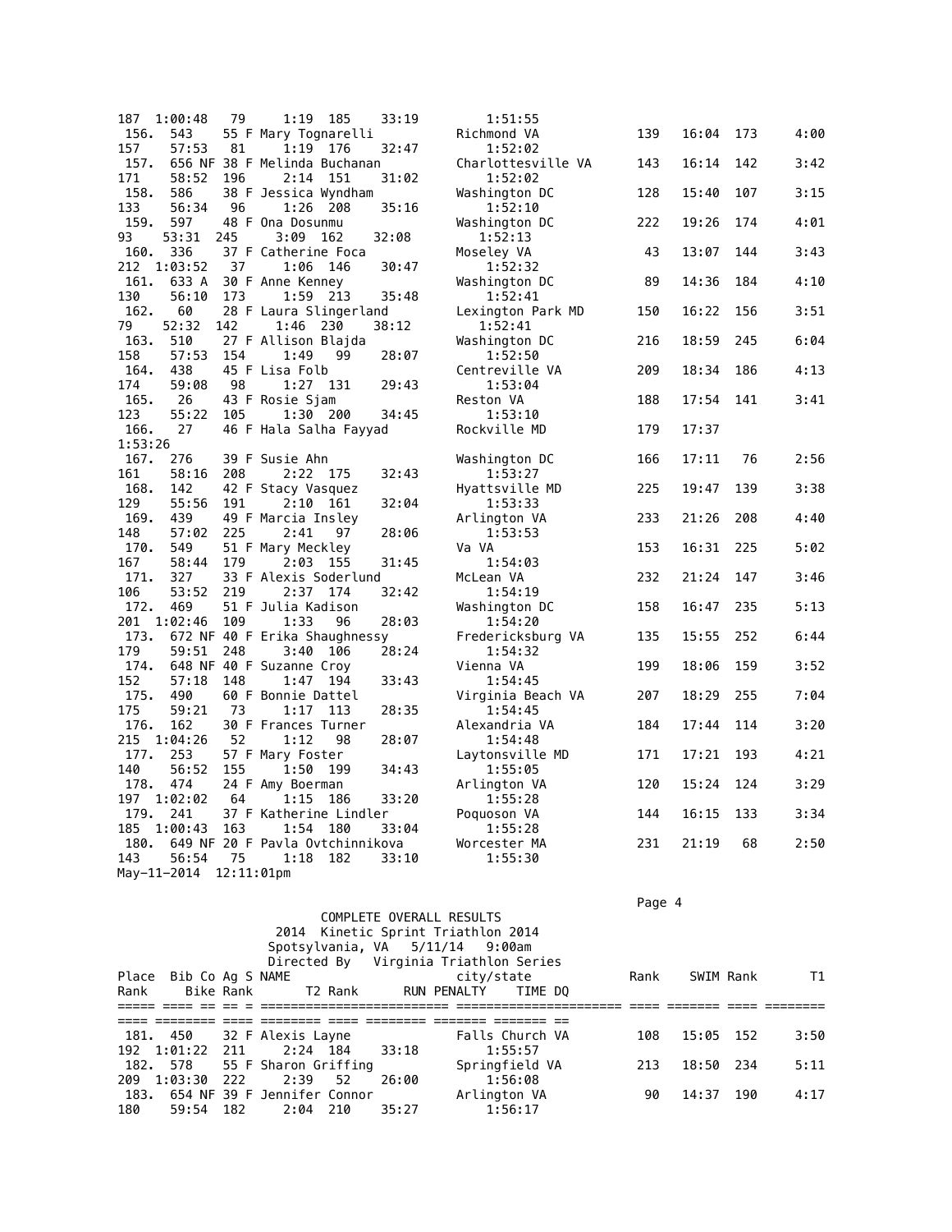| Place | Bib | Co | Ag | S | NAME | city/state | Rank | SWIM | Rank | T1 | Rank | Bike | Rank | T2 | Rank | RUN | PENALTY | TIME | DQ |
|---|---|---|---|---|---|---|---|---|---|---|---|---|---|---|---|---|---|---|---|
| | | | | | | | | | | | 187 | 1:00:48 | 79 | 1:19 | 185 | 33:19 | | 1:51:55 | |
| 156. | 543 | | 55 | F | Mary Tognarelli | Richmond VA | 139 | 16:04 | 173 | 4:00 | 157 | 57:53 | 81 | 1:19 | 176 | 32:47 | | 1:52:02 | |
| 157. | 656 | NF | 38 | F | Melinda Buchanan | Charlottesville VA | 143 | 16:14 | 142 | 3:42 | 171 | 58:52 | 196 | 2:14 | 151 | 31:02 | | 1:52:02 | |
| 158. | 586 | | 38 | F | Jessica Wyndham | Washington DC | 128 | 15:40 | 107 | 3:15 | 133 | 56:34 | 96 | 1:26 | 208 | 35:16 | | 1:52:10 | |
| 159. | 597 | | 48 | F | Ona Dosunmu | Washington DC | 222 | 19:26 | 174 | 4:01 | 93 | 53:31 | 245 | 3:09 | 162 | 32:08 | | 1:52:13 | |
| 160. | 336 | | 37 | F | Catherine Foca | Moseley VA | 43 | 13:07 | 144 | 3:43 | 212 | 1:03:52 | 37 | 1:06 | 146 | 30:47 | | 1:52:32 | |
| 161. | 633 | A | 30 | F | Anne Kenney | Washington DC | 89 | 14:36 | 184 | 4:10 | 130 | 56:10 | 173 | 1:59 | 213 | 35:48 | | 1:52:41 | |
| 162. | 60 | | 28 | F | Laura Slingerland | Lexington Park MD | 150 | 16:22 | 156 | 3:51 | 79 | 52:32 | 142 | 1:46 | 230 | 38:12 | | 1:52:41 | |
| 163. | 510 | | 27 | F | Allison Blajda | Washington DC | 216 | 18:59 | 245 | 6:04 | 158 | 57:53 | 154 | 1:49 | 99 | 28:07 | | 1:52:50 | |
| 164. | 438 | | 45 | F | Lisa Folb | Centreville VA | 209 | 18:34 | 186 | 4:13 | 174 | 59:08 | 98 | 1:27 | 131 | 29:43 | | 1:53:04 | |
| 165. | 26 | | 43 | F | Rosie Sjam | Reston VA | 188 | 17:54 | 141 | 3:41 | 123 | 55:22 | 105 | 1:30 | 200 | 34:45 | | 1:53:10 | |
| 166. | 27 | | 46 | F | Hala Salha Fayyad | Rockville MD | 179 | 17:37 | | | | | | | | | | 1:53:26 | |
| 167. | 276 | | 39 | F | Susie Ahn | Washington DC | 166 | 17:11 | 76 | 2:56 | 161 | 58:16 | 208 | 2:22 | 175 | 32:43 | | 1:53:27 | |
| 168. | 142 | | 42 | F | Stacy Vasquez | Hyattsville MD | 225 | 19:47 | 139 | 3:38 | 129 | 55:56 | 191 | 2:10 | 161 | 32:04 | | 1:53:33 | |
| 169. | 439 | | 49 | F | Marcia Insley | Arlington VA | 233 | 21:26 | 208 | 4:40 | 148 | 57:02 | 225 | 2:41 | 97 | 28:06 | | 1:53:53 | |
| 170. | 549 | | 51 | F | Mary Meckley | Va VA | 153 | 16:31 | 225 | 5:02 | 167 | 58:44 | 179 | 2:03 | 155 | 31:45 | | 1:54:03 | |
| 171. | 327 | | 33 | F | Alexis Soderlund | McLean VA | 232 | 21:24 | 147 | 3:46 | 106 | 53:52 | 219 | 2:37 | 174 | 32:42 | | 1:54:19 | |
| 172. | 469 | | 51 | F | Julia Kadison | Washington DC | 158 | 16:47 | 235 | 5:13 | 201 | 1:02:46 | 109 | 1:33 | 96 | 28:03 | | 1:54:20 | |
| 173. | 672 | NF | 40 | F | Erika Shaughnessy | Fredericksburg VA | 135 | 15:55 | 252 | 6:44 | 179 | 59:51 | 248 | 3:40 | 106 | 28:24 | | 1:54:32 | |
| 174. | 648 | NF | 40 | F | Suzanne Croy | Vienna VA | 199 | 18:06 | 159 | 3:52 | 152 | 57:18 | 148 | 1:47 | 194 | 33:43 | | 1:54:45 | |
| 175. | 490 | | 60 | F | Bonnie Dattel | Virginia Beach VA | 207 | 18:29 | 255 | 7:04 | 175 | 59:21 | 73 | 1:17 | 113 | 28:35 | | 1:54:45 | |
| 176. | 162 | | 30 | F | Frances Turner | Alexandria VA | 184 | 17:44 | 114 | 3:20 | 215 | 1:04:26 | 52 | 1:12 | 98 | 28:07 | | 1:54:48 | |
| 177. | 253 | | 57 | F | Mary Foster | Laytonsville MD | 171 | 17:21 | 193 | 4:21 | 140 | 56:52 | 155 | 1:50 | 199 | 34:43 | | 1:55:05 | |
| 178. | 474 | | 24 | F | Amy Boerman | Arlington VA | 120 | 15:24 | 124 | 3:29 | 197 | 1:02:02 | 64 | 1:15 | 186 | 33:20 | | 1:55:28 | |
| 179. | 241 | | 37 | F | Katherine Lindler | Poquoson VA | 144 | 16:15 | 133 | 3:34 | 185 | 1:00:43 | 163 | 1:54 | 180 | 33:04 | | 1:55:28 | |
| 180. | 649 | NF | 20 | F | Pavla Ovtchinnikova | Worcester MA | 231 | 21:19 | 68 | 2:50 | 143 | 56:54 | 75 | 1:18 | 182 | 33:10 | | 1:55:30 | |

May-11-2014 12:11:01pm

COMPLETE OVERALL RESULTS
2014 Kinetic Sprint Triathlon 2014
Spotsylvania, VA 5/11/14 9:00am
Directed By Virginia Triathlon Series

| Place | Bib | Co | Ag | S | NAME | city/state | Rank | SWIM | Rank | T1 | Rank | Bike | Rank | T2 | Rank | RUN | PENALTY | TIME | DQ |
|---|---|---|---|---|---|---|---|---|---|---|---|---|---|---|---|---|---|---|---|
| 181. | 450 | | 32 | F | Alexis Layne | Falls Church VA | 108 | 15:05 | 152 | 3:50 | 192 | 1:01:22 | 211 | 2:24 | 184 | 33:18 | | 1:55:57 | |
| 182. | 578 | | 55 | F | Sharon Griffing | Springfield VA | 213 | 18:50 | 234 | 5:11 | 209 | 1:03:30 | 222 | 2:39 | 52 | 26:00 | | 1:56:08 | |
| 183. | 654 | NF | 39 | F | Jennifer Connor | Arlington VA | 90 | 14:37 | 190 | 4:17 | 180 | 59:54 | 182 | 2:04 | 210 | 35:27 | | 1:56:17 | |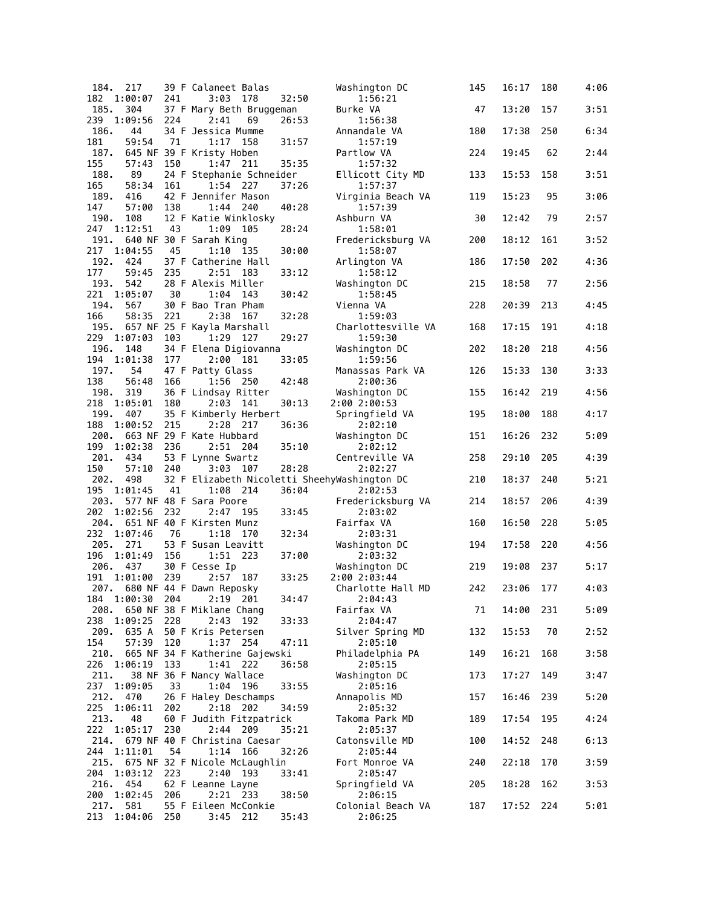```
 184.  217     39 F Calaneet Balas            Washington DC          145    16:17  180        4:06
182  1:00:07  241     3:03  178     32:50        1:56:21
 185.  304     37 F Mary Beth Bruggeman       Burke VA                47    13:20  157        3:51
239  1:09:56  224     2:41   69     26:53        1:56:38
 186.   44     34 F Jessica Mumme             Annandale VA           180    17:38  250        6:34
181    59:54   71     1:17  158     31:57        1:57:19
 187.  645 NF 39 F Kristy Hoben               Partlow VA             224    19:45   62        2:44
155    57:43  150     1:47  211     35:35        1:57:32
 188.   89     24 F Stephanie Schneider       Ellicott City MD       133    15:53  158        3:51
165    58:34  161     1:54  227     37:26        1:57:37
 189.  416     42 F Jennifer Mason            Virginia Beach VA      119    15:23   95        3:06
147    57:00  138     1:44  240     40:28        1:57:39
 190.  108     12 F Katie Winklosky           Ashburn VA              30    12:42   79        2:57
247  1:12:51   43     1:09  105     28:24        1:58:01
 191.  640 NF 30 F Sarah King                 Fredericksburg VA      200    18:12  161        3:52
217  1:04:55   45     1:10  135     30:00        1:58:07
 192.  424     37 F Catherine Hall            Arlington VA           186    17:50  202        4:36
177    59:45  235     2:51  183     33:12        1:58:12
 193.  542     28 F Alexis Miller             Washington DC          215    18:58   77        2:56
221  1:05:07   30     1:04  143     30:42        1:58:45
 194.  567     30 F Bao Tran Pham             Vienna VA              228    20:39  213        4:45
166    58:35  221     2:38  167     32:28        1:59:03
 195.  657 NF 25 F Kayla Marshall             Charlottesville VA     168    17:15  191        4:18
229  1:07:03  103     1:29  127     29:27        1:59:30
 196.  148     34 F Elena Digiovanna          Washington DC          202    18:20  218        4:56
194  1:01:38  177     2:00  181     33:05        1:59:56
 197.   54     47 F Patty Glass               Manassas Park VA       126    15:33  130        3:33
138    56:48  166     1:56  250     42:48        2:00:36
 198.  319     36 F Lindsay Ritter            Washington DC          155    16:42  219        4:56
218  1:05:01  180     2:03  141     30:13   2:00 2:00:53
 199.  407     35 F Kimberly Herbert          Springfield VA         195    18:00  188        4:17
188  1:00:52  215     2:28  217     36:36        2:02:10
 200.  663 NF 29 F Kate Hubbard               Washington DC          151    16:26  232        5:09
199  1:02:38  236     2:51  204     35:10        2:02:12
 201.  434     53 F Lynne Swartz              Centreville VA         258    29:10  205        4:39
150    57:10  240     3:03  107     28:28        2:02:27
 202.  498     32 F Elizabeth Nicoletti SheehyWashington DC          210    18:37  240        5:21
195  1:01:45   41     1:08  214     36:04        2:02:53
 203.  577 NF 48 F Sara Poore                 Fredericksburg VA      214    18:57  206        4:39
202  1:02:56  232     2:47  195     33:45        2:03:02
 204.  651 NF 40 F Kirsten Munz               Fairfax VA             160    16:50  228        5:05
232  1:07:46   76     1:18  170     32:34        2:03:31
 205.  271     53 F Susan Leavitt             Washington DC          194    17:58  220        4:56
196  1:01:49  156     1:51  223     37:00        2:03:32
 206.  437     30 F Cesse Ip                  Washington DC          219    19:08  237        5:17
191  1:01:00  239     2:57  187     33:25   2:00 2:03:44
 207.  680 NF 44 F Dawn Reposky               Charlotte Hall MD      242    23:06  177        4:03
184  1:00:30  204     2:19  201     34:47        2:04:43
 208.  650 NF 38 F Miklane Chang              Fairfax VA              71    14:00  231        5:09
238  1:09:25  228     2:43  192     33:33        2:04:47
 209.  635 A  50 F Kris Petersen              Silver Spring MD       132    15:53   70        2:52
154    57:39  120     1:37  254     47:11        2:05:10
 210.  665 NF 34 F Katherine Gajewski         Philadelphia PA        149    16:21  168        3:58
226  1:06:19  133     1:41  222     36:58        2:05:15
 211.   38 NF 36 F Nancy Wallace              Washington DC          173    17:27  149        3:47
237  1:09:05   33     1:04  196     33:55        2:05:16
 212.  470     26 F Haley Deschamps           Annapolis MD           157    16:46  239        5:20
225  1:06:11  202     2:18  202     34:59        2:05:32
 213.   48     60 F Judith Fitzpatrick        Takoma Park MD         189    17:54  195        4:24
222  1:05:17  230     2:44  209     35:21        2:05:37
 214.  679 NF 40 F Christina Caesar           Catonsville MD         100    14:52  248        6:13
244  1:11:01   54     1:14  166     32:26        2:05:44
 215.  675 NF 32 F Nicole McLaughlin          Fort Monroe VA         240    22:18  170        3:59
204  1:03:12  223     2:40  193     33:41        2:05:47
 216.  454     62 F Leanne Layne              Springfield VA         205    18:28  162        3:53
200  1:02:45  206     2:21  233     38:50        2:06:15
 217.  581     55 F Eileen McConkie           Colonial Beach VA      187    17:52  224        5:01
213  1:04:06  250     3:45  212     35:43        2:06:25
```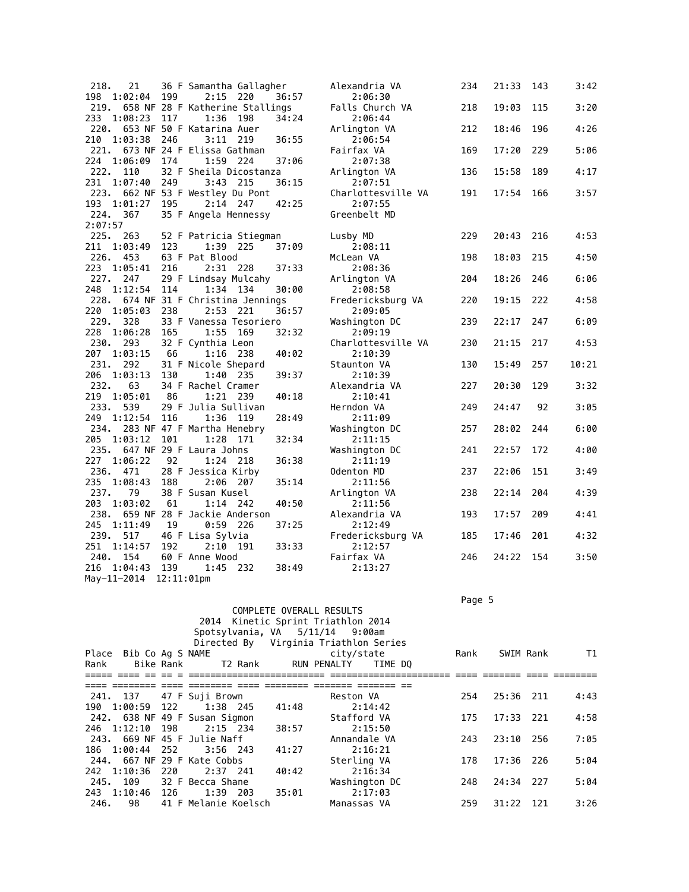| Place | Bib | Co | Ag | S | NAME | city/state | Rank | SWIM | Rank | T1 | Rank | Bike | Rank | T2 | Rank | RUN | PENALTY | TIME | DQ |
|---|---|---|---|---|---|---|---|---|---|---|---|---|---|---|---|---|---|---|---|
| 218. | 21 | | 36 | F | Samantha Gallagher | Alexandria VA | 234 | 21:33 | 143 | 3:42 | 198 | 1:02:04 | 199 | 2:15 | 220 | 36:57 | | 2:06:30 | |
| 219. | 658 | NF | 28 | F | Katherine Stallings | Falls Church VA | 218 | 19:03 | 115 | 3:20 | 233 | 1:08:23 | 117 | 1:36 | 198 | 34:24 | | 2:06:44 | |
| 220. | 653 | NF | 50 | F | Katarina Auer | Arlington VA | 212 | 18:46 | 196 | 4:26 | 210 | 1:03:38 | 246 | 3:11 | 219 | 36:55 | | 2:06:54 | |
| 221. | 673 | NF | 24 | F | Elissa Gathman | Fairfax VA | 169 | 17:20 | 229 | 5:06 | 224 | 1:06:09 | 174 | 1:59 | 224 | 37:06 | | 2:07:38 | |
| 222. | 110 | | 32 | F | Sheila Dicostanza | Arlington VA | 136 | 15:58 | 189 | 4:17 | 231 | 1:07:40 | 249 | 3:43 | 215 | 36:15 | | 2:07:51 | |
| 223. | 662 | NF | 53 | F | Westley Du Pont | Charlottesville VA | 191 | 17:54 | 166 | 3:57 | 193 | 1:01:27 | 195 | 2:14 | 247 | 42:25 | | 2:07:55 | |
| 224. | 367 | | 35 | F | Angela Hennessy | Greenbelt MD | | | | | | | | | | | | 2:07:57 | |
| 225. | 263 | | 52 | F | Patricia Stiegman | Lusby MD | 229 | 20:43 | 216 | 4:53 | 211 | 1:03:49 | 123 | 1:39 | 225 | 37:09 | | 2:08:11 | |
| 226. | 453 | | 63 | F | Pat Blood | McLean VA | 198 | 18:03 | 215 | 4:50 | 223 | 1:05:41 | 216 | 2:31 | 228 | 37:33 | | 2:08:36 | |
| 227. | 247 | | 29 | F | Lindsay Mulcahy | Arlington VA | 204 | 18:26 | 246 | 6:06 | 248 | 1:12:54 | 114 | 1:34 | 134 | 30:00 | | 2:08:58 | |
| 228. | 674 | NF | 31 | F | Christina Jennings | Fredericksburg VA | 220 | 19:15 | 222 | 4:58 | 220 | 1:05:03 | 238 | 2:53 | 221 | 36:57 | | 2:09:05 | |
| 229. | 328 | | 33 | F | Vanessa Tesoriero | Washington DC | 239 | 22:17 | 247 | 6:09 | 228 | 1:06:28 | 165 | 1:55 | 169 | 32:32 | | 2:09:19 | |
| 230. | 293 | | 32 | F | Cynthia Leon | Charlottesville VA | 230 | 21:15 | 217 | 4:53 | 207 | 1:03:15 | 66 | 1:16 | 238 | 40:02 | | 2:10:39 | |
| 231. | 292 | | 31 | F | Nicole Shepard | Staunton VA | 130 | 15:49 | 257 | 10:21 | 206 | 1:03:13 | 130 | 1:40 | 235 | 39:37 | | 2:10:39 | |
| 232. | 63 | | 34 | F | Rachel Cramer | Alexandria VA | 227 | 20:30 | 129 | 3:32 | 219 | 1:05:01 | 86 | 1:21 | 239 | 40:18 | | 2:10:41 | |
| 233. | 539 | | 29 | F | Julia Sullivan | Herndon VA | 249 | 24:47 | 92 | 3:05 | 249 | 1:12:54 | 116 | 1:36 | 119 | 28:49 | | 2:11:09 | |
| 234. | 283 | NF | 47 | F | Martha Henebry | Washington DC | 257 | 28:02 | 244 | 6:00 | 205 | 1:03:12 | 101 | 1:28 | 171 | 32:34 | | 2:11:15 | |
| 235. | 647 | NF | 29 | F | Laura Johns | Washington DC | 241 | 22:57 | 172 | 4:00 | 227 | 1:06:22 | 92 | 1:24 | 218 | 36:38 | | 2:11:19 | |
| 236. | 471 | | 28 | F | Jessica Kirby | Odenton MD | 237 | 22:06 | 151 | 3:49 | 235 | 1:08:43 | 188 | 2:06 | 207 | 35:14 | | 2:11:56 | |
| 237. | 79 | | 38 | F | Susan Kusel | Arlington VA | 238 | 22:14 | 204 | 4:39 | 203 | 1:03:02 | 61 | 1:14 | 242 | 40:50 | | 2:11:56 | |
| 238. | 659 | NF | 28 | F | Jackie Anderson | Alexandria VA | 193 | 17:57 | 209 | 4:41 | 245 | 1:11:49 | 19 | 0:59 | 226 | 37:25 | | 2:12:49 | |
| 239. | 517 | | 46 | F | Lisa Sylvia | Fredericksburg VA | 185 | 17:46 | 201 | 4:32 | 251 | 1:14:57 | 192 | 2:10 | 191 | 33:33 | | 2:12:57 | |
| 240. | 154 | | 60 | F | Anne Wood | Fairfax VA | 246 | 24:22 | 154 | 3:50 | 216 | 1:04:43 | 139 | 1:45 | 232 | 38:49 | | 2:13:27 | |

May-11-2014 12:11:01pm

COMPLETE OVERALL RESULTS
2014 Kinetic Sprint Triathlon 2014
Spotsylvania, VA 5/11/14 9:00am
Directed By Virginia Triathlon Series

| Place | Bib | Co | Ag | S | NAME | city/state | Rank | SWIM | Rank | T1 | Rank | Bike | Rank | T2 | Rank | RUN | PENALTY | TIME | DQ |
|---|---|---|---|---|---|---|---|---|---|---|---|---|---|---|---|---|---|---|---|
| 241. | 137 | | 47 | F | Suji Brown | Reston VA | 254 | 25:36 | 211 | 4:43 | 190 | 1:00:59 | 122 | 1:38 | 245 | 41:48 | | 2:14:42 | |
| 242. | 638 | NF | 49 | F | Susan Sigmon | Stafford VA | 175 | 17:33 | 221 | 4:58 | 246 | 1:12:10 | 198 | 2:15 | 234 | 38:57 | | 2:15:50 | |
| 243. | 669 | NF | 45 | F | Julie Naff | Annandale VA | 243 | 23:10 | 256 | 7:05 | 186 | 1:00:44 | 252 | 3:56 | 243 | 41:27 | | 2:16:21 | |
| 244. | 667 | NF | 29 | F | Kate Cobbs | Sterling VA | 178 | 17:36 | 226 | 5:04 | 242 | 1:10:36 | 220 | 2:37 | 241 | 40:42 | | 2:16:34 | |
| 245. | 109 | | 32 | F | Becca Shane | Washington DC | 248 | 24:34 | 227 | 5:04 | 243 | 1:10:46 | 126 | 1:39 | 203 | 35:01 | | 2:17:03 | |
| 246. | 98 | | 41 | F | Melanie Koelsch | Manassas VA | 259 | 31:22 | 121 | 3:26 | | | | | | | | | |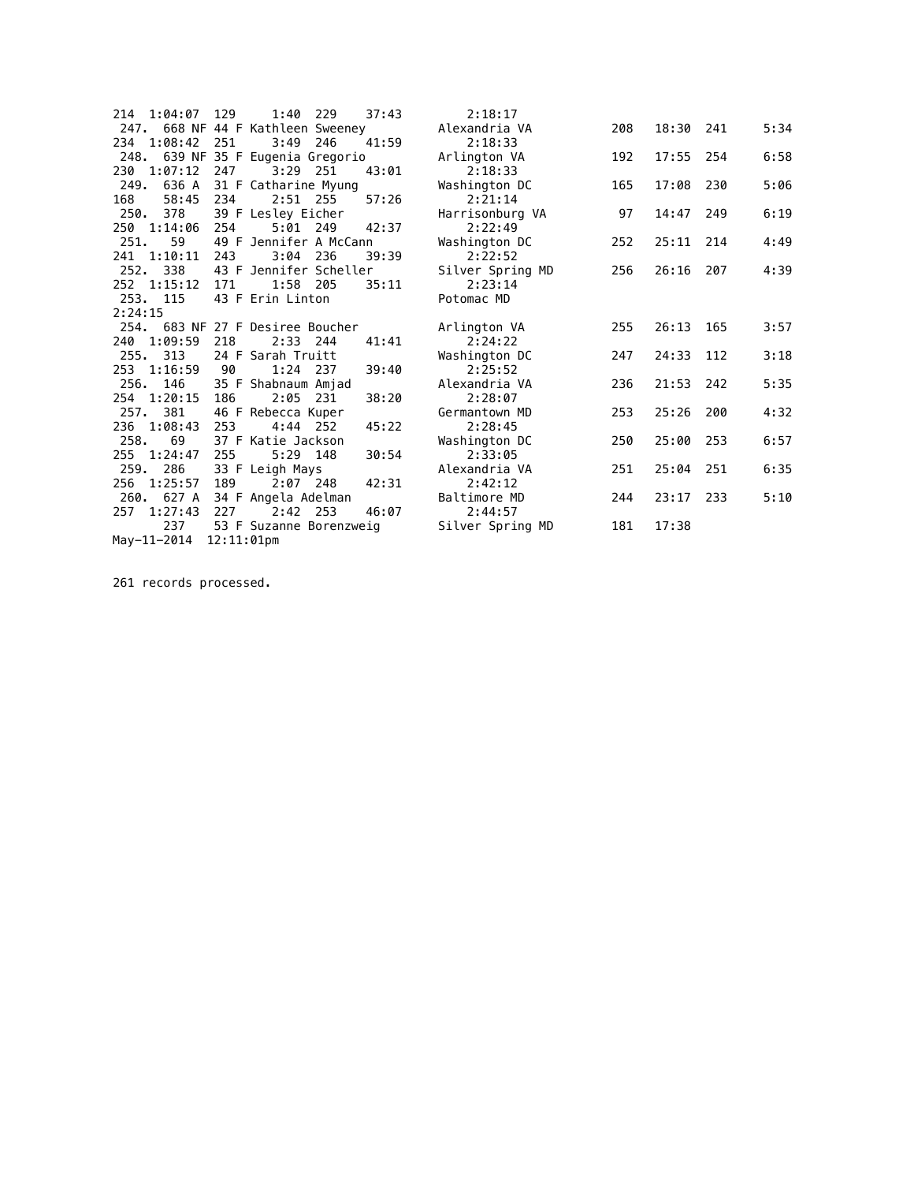```
214  1:04:07  129     1:40  229    37:43        2:18:17
 247.  668 NF 44 F Kathleen Sweeney       Alexandria VA         208   18:30  241     5:34
234  1:08:42  251     3:49  246    41:59        2:18:33
 248.  639 NF 35 F Eugenia Gregorio       Arlington VA          192   17:55  254     6:58
230  1:07:12  247     3:29  251    43:01        2:18:33
 249.  636 A  31 F Catharine Myung        Washington DC         165   17:08  230     5:06
168    58:45  234     2:51  255    57:26        2:21:14
 250.  378    39 F Lesley Eicher          Harrisonburg VA        97   14:47  249     6:19
250  1:14:06  254     5:01  249    42:37        2:22:49
 251.   59    49 F Jennifer A McCann      Washington DC         252   25:11  214     4:49
241  1:10:11  243     3:04  236    39:39        2:22:52
 252.  338    43 F Jennifer Scheller      Silver Spring MD      256   26:16  207     4:39
252  1:15:12  171     1:58  205    35:11        2:23:14
 253.  115    43 F Erin Linton            Potomac MD
2:24:15
 254.  683 NF 27 F Desiree Boucher        Arlington VA          255   26:13  165     3:57
240  1:09:59  218     2:33  244    41:41        2:24:22
 255.  313    24 F Sarah Truitt           Washington DC         247   24:33  112     3:18
253  1:16:59   90     1:24  237    39:40        2:25:52
 256.  146    35 F Shabnaum Amjad         Alexandria VA         236   21:53  242     5:35
254  1:20:15  186     2:05  231    38:20        2:28:07
 257.  381    46 F Rebecca Kuper          Germantown MD         253   25:26  200     4:32
236  1:08:43  253     4:44  252    45:22        2:28:45
 258.   69    37 F Katie Jackson          Washington DC         250   25:00  253     6:57
255  1:24:47  255     5:29  148    30:54        2:33:05
 259.  286    33 F Leigh Mays             Alexandria VA         251   25:04  251     6:35
256  1:25:57  189     2:07  248    42:31        2:42:12
 260.  627 A  34 F Angela Adelman         Baltimore MD          244   23:17  233     5:10
257  1:27:43  227     2:42  253    46:07        2:44:57
       237    53 F Suzanne Borenzweig     Silver Spring MD      181   17:38
May-11-2014  12:11:01pm

261 records processed.
```